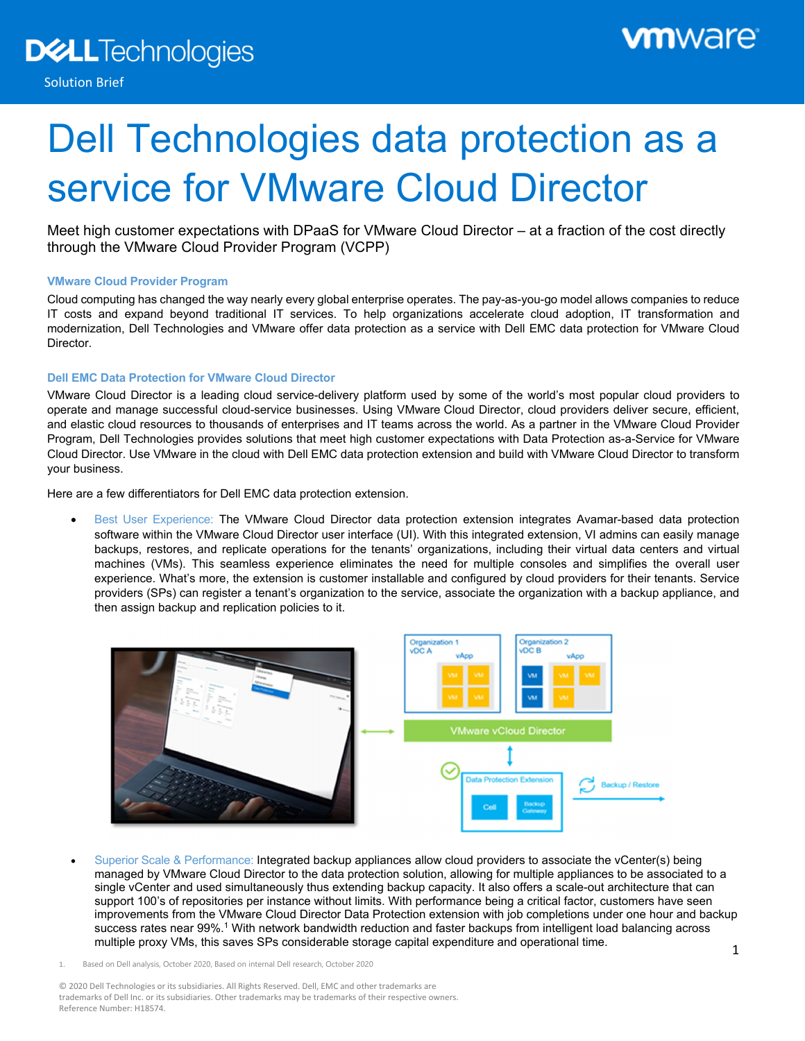Dell Technologies

Solution Brief

# Dell Technologies data protection as a service for VMware Cloud Director

Meet high customer expectations with DPaaS for VMware Cloud Director – at a fraction of the cost directly through the VMware Cloud Provider Program (VCPP)

### VMware Cloud Provider Program

Cloud computing has changed the way nearly every global enterprise operates. The pay-as-you-go model allows companies to reduce IT costs and expand beyond traditional IT services. To help organizations accelerate cloud adoption, IT transformation and modernization, Dell Technologies and VMware offer data protection as a service with Dell EMC data protection for VMware Cloud Director.

### Dell EMC Data Protection for VMware Cloud Director

VMware Cloud Director is a leading cloud service-delivery platform used by some of the world's most popular cloud providers to operate and manage successful cloud-service businesses. Using VMware Cloud Director, cloud providers deliver secure, efficient, and elastic cloud resources to thousands of enterprises and IT teams across the world. As a partner in the VMware Cloud Provider Program, Dell Technologies provides solutions that meet high customer expectations with Data Protection as-a-Service for VMware Cloud Director. Use VMware in the cloud with Dell EMC data protection extension and build with VMware Cloud Director to transform your business.

Here are a few differentiators for Dell EMC data protection extension.

- Best User Experience: The VMware Cloud Director data protection extension integrates Avamar-based data protection software within the VMware Cloud Director user interface (UI). With this integrated extension, VI admins can easily manage backups, restores, and replicate operations for the tenants' organizations, including their virtual data centers and virtual machines (VMs). This seamless experience eliminates the need for multiple consoles and simplifies the overall user experience. What's more, the extension is customer installable and configured by cloud providers for their tenants. Service providers (SPs) can register a tenant's organization to the service, associate the organization with a backup appliance, and then assign backup and replication policies to it.

- Superior Scale & Performance: Integrated backup appliances allow cloud providers to associate the vCenter(s) being managed by VMware Cloud Director to the data protection solution, allowing for multiple appliances to be associated to a single vCenter and used simultaneously thus extending backup capacity. It also offers a scale-out architecture that can support 100's of repositories per instance without limits. With performance being a critical factor, customers have seen improvements from the VMware Cloud Director Data Protection extension with job completions under one hour and backup success rates near 99%.[1] With network bandwidth reduction and faster backups from intelligent load balancing across multiple proxy VMs, this saves SPs considerable storage capital expenditure and operational time.

1. Based on Dell analysis, October 2020, Based on internal Dell research, October 2020

© 2020 Dell Technologies or its subsidiaries. All Rights Reserved. Dell, EMC and other trademarks are trademarks of Dell Inc. or its subsidiaries. Other trademarks may be trademarks of their respective owners.
Reference Number: H18574.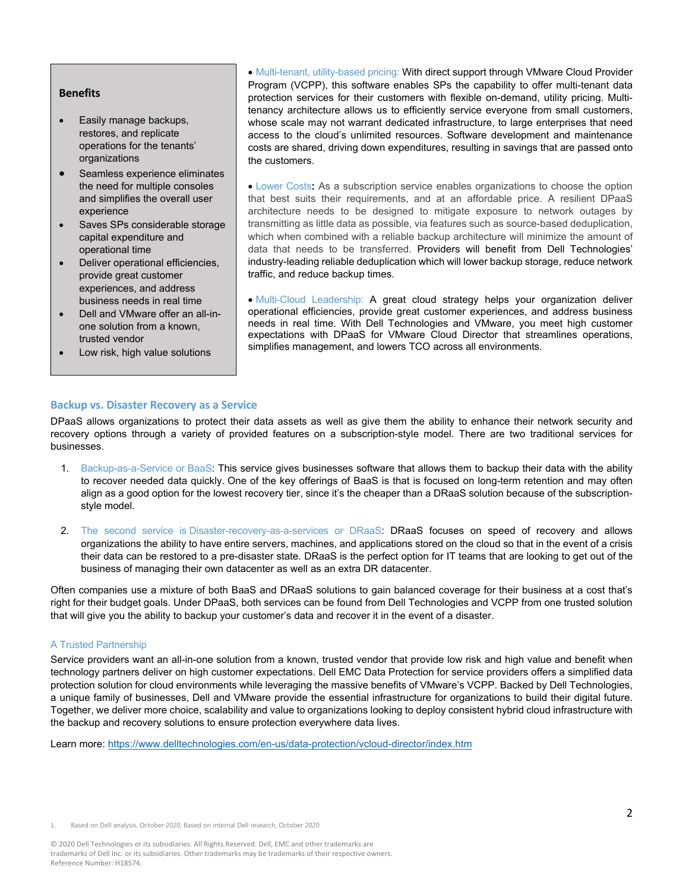**Benefits**

- Easily manage backups, restores, and replicate operations for the tenants' organizations
- Seamless experience eliminates the need for multiple consoles and simplifies the overall user experience
- Saves SPs considerable storage capital expenditure and operational time
- Deliver operational efficiencies, provide great customer experiences, and address business needs in real time
- Dell and VMware offer an all-in-one solution from a known, trusted vendor
- Low risk, high value solutions

• Multi-tenant, utility-based pricing: With direct support through VMware Cloud Provider Program (VCPP), this software enables SPs the capability to offer multi-tenant data protection services for their customers with flexible on-demand, utility pricing. Multi-tenancy architecture allows us to efficiently service everyone from small customers, whose scale may not warrant dedicated infrastructure, to large enterprises that need access to the cloud's unlimited resources. Software development and maintenance costs are shared, driving down expenditures, resulting in savings that are passed onto the customers.

• Lower Costs**:** As a subscription service enables organizations to choose the option that best suits their requirements, and at an affordable price. A resilient DPaaS architecture needs to be designed to mitigate exposure to network outages by transmitting as little data as possible, via features such as source-based deduplication, which when combined with a reliable backup architecture will minimize the amount of data that needs to be transferred. Providers will benefit from Dell Technologies' industry-leading reliable deduplication which will lower backup storage, reduce network traffic, and reduce backup times.

• Multi-Cloud Leadership: A great cloud strategy helps your organization deliver operational efficiencies, provide great customer experiences, and address business needs in real time. With Dell Technologies and VMware, you meet high customer expectations with DPaaS for VMware Cloud Director that streamlines operations, simplifies management, and lowers TCO across all environments.

## Backup vs. Disaster Recovery as a Service

DPaaS allows organizations to protect their data assets as well as give them the ability to enhance their network security and recovery options through a variety of provided features on a subscription-style model. There are two traditional services for businesses.

1. Backup-as-a-Service or BaaS: This service gives businesses software that allows them to backup their data with the ability to recover needed data quickly. One of the key offerings of BaaS is that is focused on long-term retention and may often align as a good option for the lowest recovery tier, since it's the cheaper than a DRaaS solution because of the subscription-style model.

2. The second service is Disaster-recovery-as-a-services or DRaaS: DRaaS focuses on speed of recovery and allows organizations the ability to have entire servers, machines, and applications stored on the cloud so that in the event of a crisis their data can be restored to a pre-disaster state. DRaaS is the perfect option for IT teams that are looking to get out of the business of managing their own datacenter as well as an extra DR datacenter.

Often companies use a mixture of both BaaS and DRaaS solutions to gain balanced coverage for their business at a cost that's right for their budget goals. Under DPaaS, both services can be found from Dell Technologies and VCPP from one trusted solution that will give you the ability to backup your customer's data and recover it in the event of a disaster.

### A Trusted Partnership

Service providers want an all-in-one solution from a known, trusted vendor that provide low risk and high value and benefit when technology partners deliver on high customer expectations. Dell EMC Data Protection for service providers offers a simplified data protection solution for cloud environments while leveraging the massive benefits of VMware's VCPP. Backed by Dell Technologies, a unique family of businesses, Dell and VMware provide the essential infrastructure for organizations to build their digital future. Together, we deliver more choice, scalability and value to organizations looking to deploy consistent hybrid cloud infrastructure with the backup and recovery solutions to ensure protection everywhere data lives.

Learn more: https://www.delltechnologies.com/en-us/data-protection/vcloud-director/index.htm

1. Based on Dell analysis, October 2020, Based on internal Dell research, October 2020

© 2020 Dell Technologies or its subsidiaries. All Rights Reserved. Dell, EMC and other trademarks are trademarks of Dell Inc. or its subsidiaries. Other trademarks may be trademarks of their respective owners.
Reference Number: H18574.